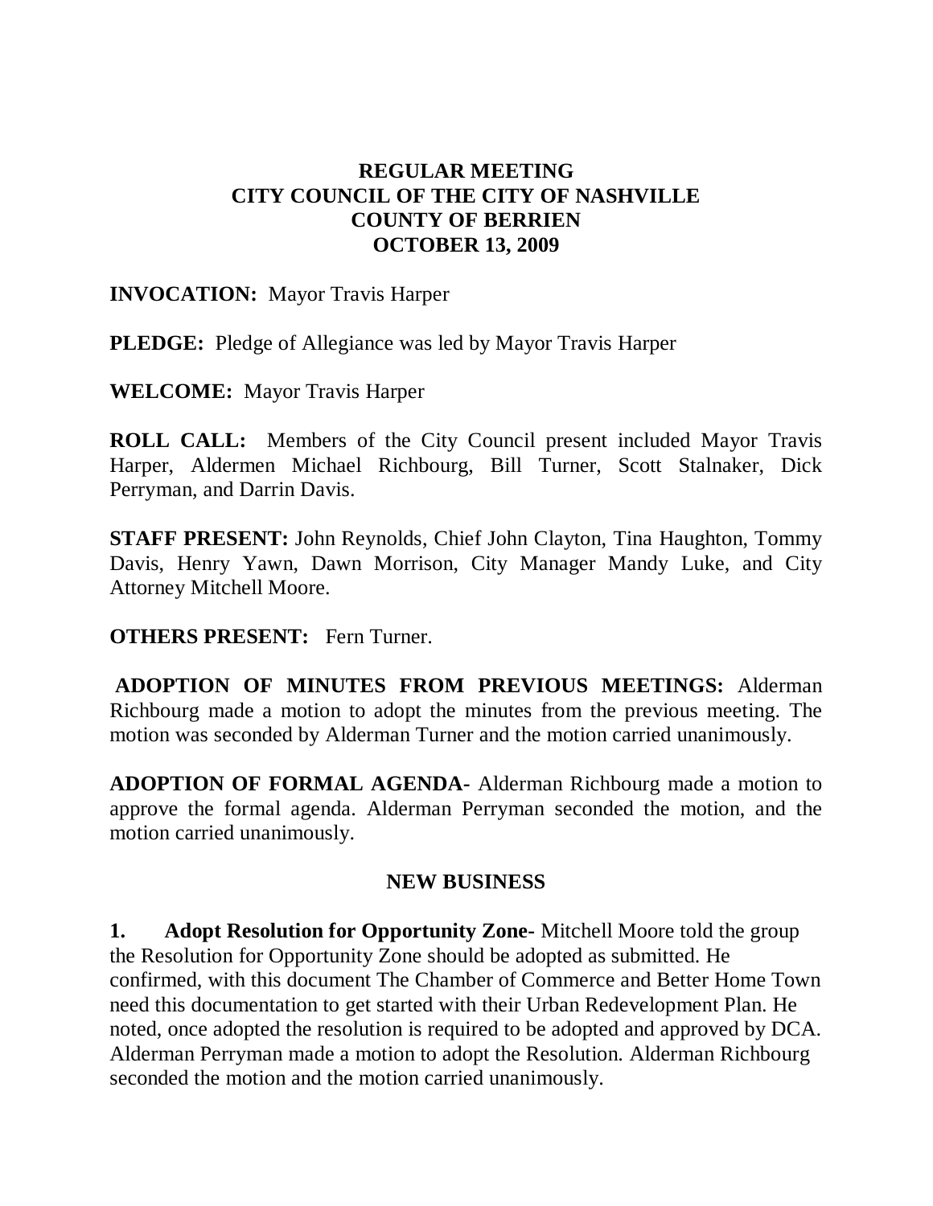# REGULAR MEETING
# CITY COUNCIL OF THE CITY OF NASHVILLE
# COUNTY OF BERRIEN
# OCTOBER 13, 2009

**INVOCATION:** Mayor Travis Harper

**PLEDGE:** Pledge of Allegiance was led by Mayor Travis Harper

**WELCOME:** Mayor Travis Harper

**ROLL CALL:** Members of the City Council present included Mayor Travis Harper, Aldermen Michael Richbourg, Bill Turner, Scott Stalnaker, Dick Perryman, and Darrin Davis.

**STAFF PRESENT:** John Reynolds, Chief John Clayton, Tina Haughton, Tommy Davis, Henry Yawn, Dawn Morrison, City Manager Mandy Luke, and City Attorney Mitchell Moore.

**OTHERS PRESENT:** Fern Turner.

**ADOPTION OF MINUTES FROM PREVIOUS MEETINGS:** Alderman Richbourg made a motion to adopt the minutes from the previous meeting. The motion was seconded by Alderman Turner and the motion carried unanimously.

**ADOPTION OF FORMAL AGENDA-** Alderman Richbourg made a motion to approve the formal agenda. Alderman Perryman seconded the motion, and the motion carried unanimously.

## NEW BUSINESS

**1. Adopt Resolution for Opportunity Zone-** Mitchell Moore told the group the Resolution for Opportunity Zone should be adopted as submitted. He confirmed, with this document The Chamber of Commerce and Better Home Town need this documentation to get started with their Urban Redevelopment Plan. He noted, once adopted the resolution is required to be adopted and approved by DCA. Alderman Perryman made a motion to adopt the Resolution. Alderman Richbourg seconded the motion and the motion carried unanimously.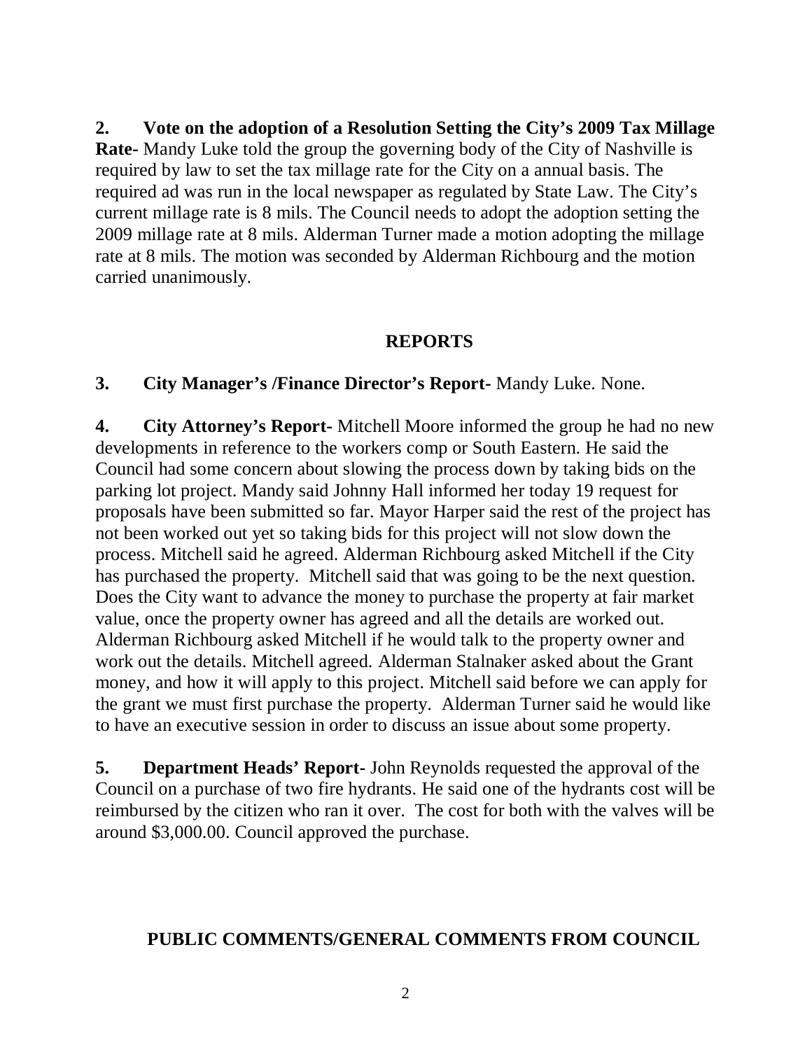**2. Vote on the adoption of a Resolution Setting the City's 2009 Tax Millage Rate-** Mandy Luke told the group the governing body of the City of Nashville is required by law to set the tax millage rate for the City on a annual basis. The required ad was run in the local newspaper as regulated by State Law. The City's current millage rate is 8 mils. The Council needs to adopt the adoption setting the 2009 millage rate at 8 mils. Alderman Turner made a motion adopting the millage rate at 8 mils. The motion was seconded by Alderman Richbourg and the motion carried unanimously.

## REPORTS

**3. City Manager's /Finance Director's Report-** Mandy Luke. None.

**4. City Attorney's Report-** Mitchell Moore informed the group he had no new developments in reference to the workers comp or South Eastern. He said the Council had some concern about slowing the process down by taking bids on the parking lot project. Mandy said Johnny Hall informed her today 19 request for proposals have been submitted so far. Mayor Harper said the rest of the project has not been worked out yet so taking bids for this project will not slow down the process. Mitchell said he agreed. Alderman Richbourg asked Mitchell if the City has purchased the property. Mitchell said that was going to be the next question. Does the City want to advance the money to purchase the property at fair market value, once the property owner has agreed and all the details are worked out. Alderman Richbourg asked Mitchell if he would talk to the property owner and work out the details. Mitchell agreed. Alderman Stalnaker asked about the Grant money, and how it will apply to this project. Mitchell said before we can apply for the grant we must first purchase the property. Alderman Turner said he would like to have an executive session in order to discuss an issue about some property.

**5. Department Heads' Report-** John Reynolds requested the approval of the Council on a purchase of two fire hydrants. He said one of the hydrants cost will be reimbursed by the citizen who ran it over. The cost for both with the valves will be around $3,000.00. Council approved the purchase.

## PUBLIC COMMENTS/GENERAL COMMENTS FROM COUNCIL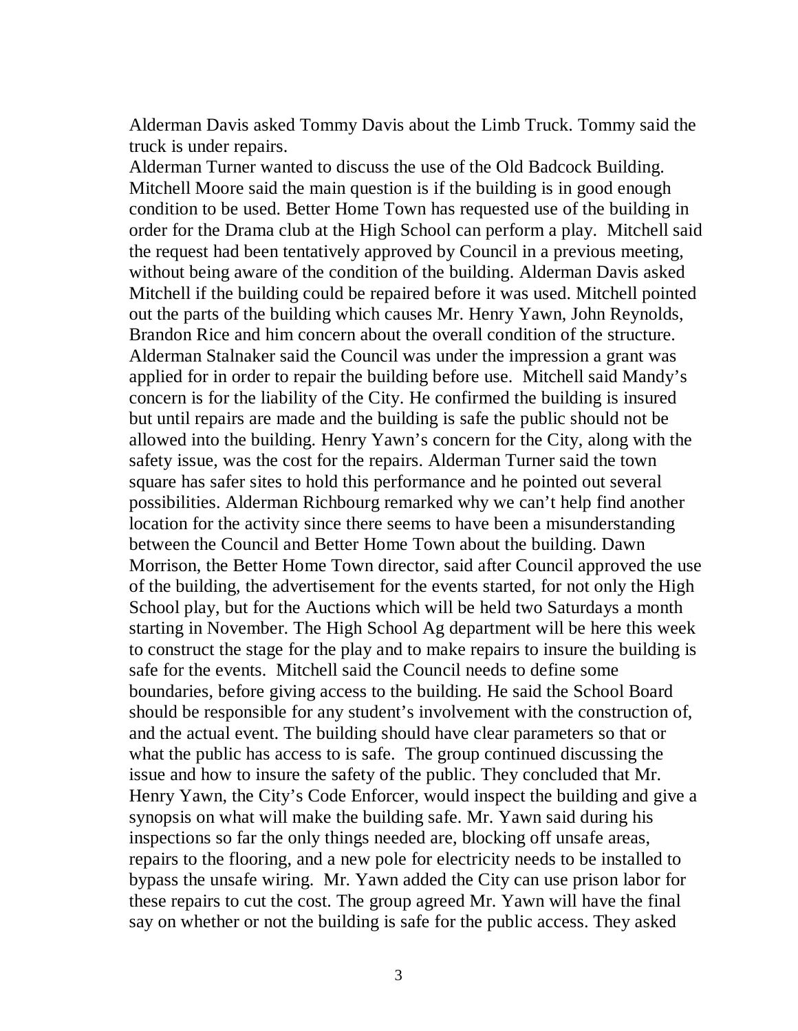Alderman Davis asked Tommy Davis about the Limb Truck. Tommy said the truck is under repairs.

Alderman Turner wanted to discuss the use of the Old Badcock Building. Mitchell Moore said the main question is if the building is in good enough condition to be used. Better Home Town has requested use of the building in order for the Drama club at the High School can perform a play. Mitchell said the request had been tentatively approved by Council in a previous meeting, without being aware of the condition of the building. Alderman Davis asked Mitchell if the building could be repaired before it was used. Mitchell pointed out the parts of the building which causes Mr. Henry Yawn, John Reynolds, Brandon Rice and him concern about the overall condition of the structure. Alderman Stalnaker said the Council was under the impression a grant was applied for in order to repair the building before use. Mitchell said Mandy's concern is for the liability of the City. He confirmed the building is insured but until repairs are made and the building is safe the public should not be allowed into the building. Henry Yawn's concern for the City, along with the safety issue, was the cost for the repairs. Alderman Turner said the town square has safer sites to hold this performance and he pointed out several possibilities. Alderman Richbourg remarked why we can't help find another location for the activity since there seems to have been a misunderstanding between the Council and Better Home Town about the building. Dawn Morrison, the Better Home Town director, said after Council approved the use of the building, the advertisement for the events started, for not only the High School play, but for the Auctions which will be held two Saturdays a month starting in November. The High School Ag department will be here this week to construct the stage for the play and to make repairs to insure the building is safe for the events. Mitchell said the Council needs to define some boundaries, before giving access to the building. He said the School Board should be responsible for any student's involvement with the construction of, and the actual event. The building should have clear parameters so that or what the public has access to is safe. The group continued discussing the issue and how to insure the safety of the public. They concluded that Mr. Henry Yawn, the City's Code Enforcer, would inspect the building and give a synopsis on what will make the building safe. Mr. Yawn said during his inspections so far the only things needed are, blocking off unsafe areas, repairs to the flooring, and a new pole for electricity needs to be installed to bypass the unsafe wiring. Mr. Yawn added the City can use prison labor for these repairs to cut the cost. The group agreed Mr. Yawn will have the final say on whether or not the building is safe for the public access. They asked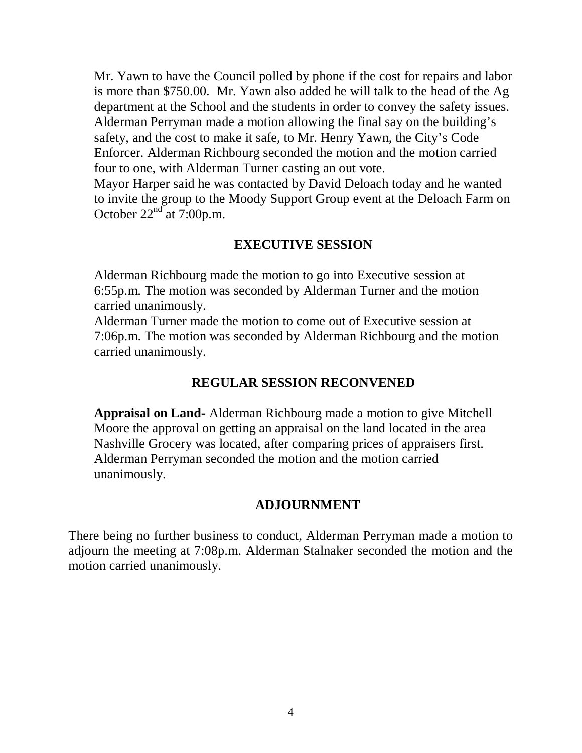Mr. Yawn to have the Council polled by phone if the cost for repairs and labor is more than $750.00. Mr. Yawn also added he will talk to the head of the Ag department at the School and the students in order to convey the safety issues. Alderman Perryman made a motion allowing the final say on the building's safety, and the cost to make it safe, to Mr. Henry Yawn, the City's Code Enforcer. Alderman Richbourg seconded the motion and the motion carried four to one, with Alderman Turner casting an out vote.
Mayor Harper said he was contacted by David Deloach today and he wanted to invite the group to the Moody Support Group event at the Deloach Farm on October 22nd at 7:00p.m.

## EXECUTIVE SESSION

Alderman Richbourg made the motion to go into Executive session at 6:55p.m. The motion was seconded by Alderman Turner and the motion carried unanimously.
Alderman Turner made the motion to come out of Executive session at 7:06p.m. The motion was seconded by Alderman Richbourg and the motion carried unanimously.

## REGULAR SESSION RECONVENED

**Appraisal on Land-** Alderman Richbourg made a motion to give Mitchell Moore the approval on getting an appraisal on the land located in the area Nashville Grocery was located, after comparing prices of appraisers first. Alderman Perryman seconded the motion and the motion carried unanimously.

## ADJOURNMENT

There being no further business to conduct, Alderman Perryman made a motion to adjourn the meeting at 7:08p.m. Alderman Stalnaker seconded the motion and the motion carried unanimously.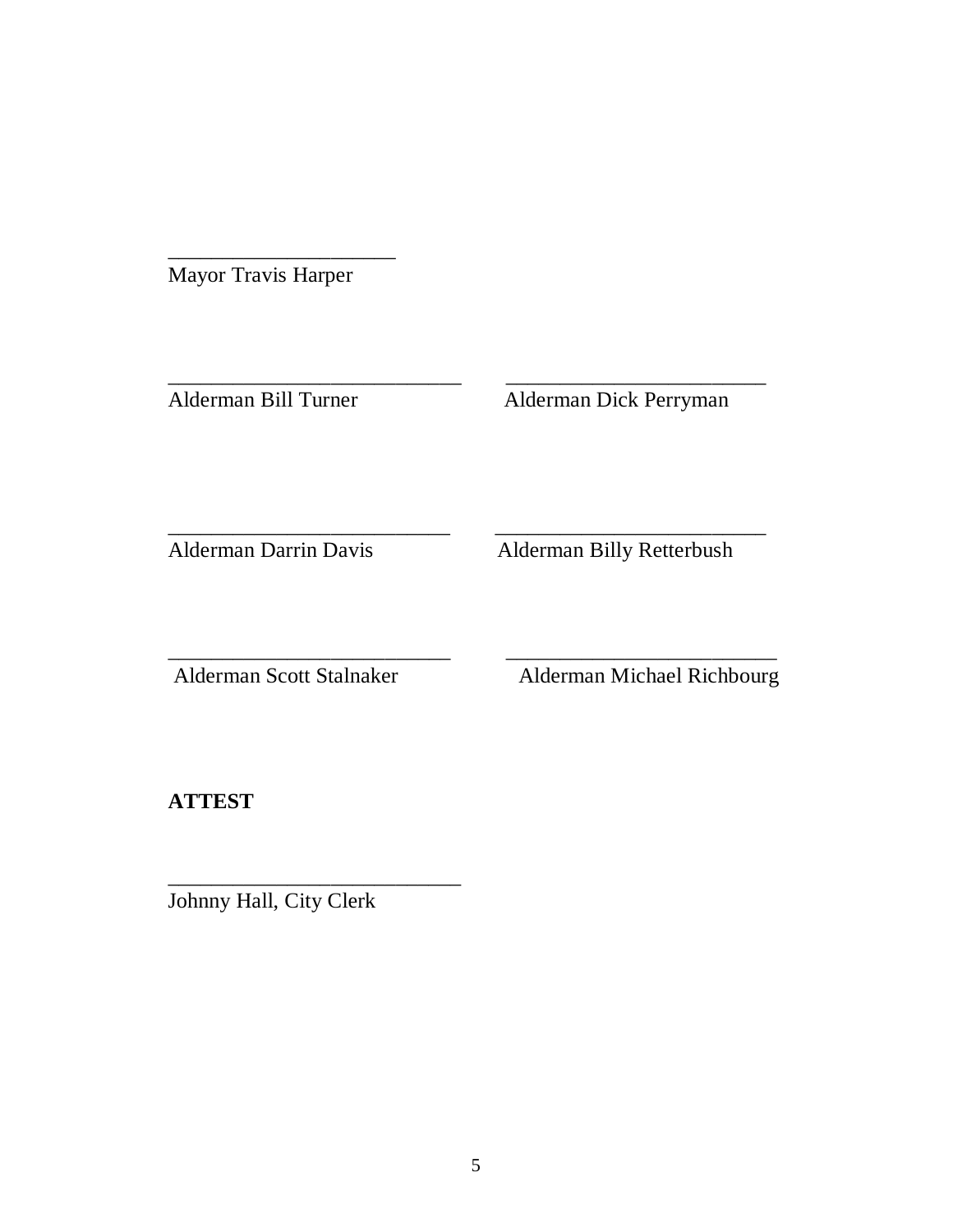_____________________
Mayor Travis Harper

___________________________ ________________________
Alderman Bill Turner Alderman Dick Perryman

__________________________ _________________________
Alderman Darrin Davis Alderman Billy Retterbush

__________________________ _________________________
Alderman Scott Stalnaker Alderman Michael Richbourg

**ATTEST**

___________________________
Johnny Hall, City Clerk